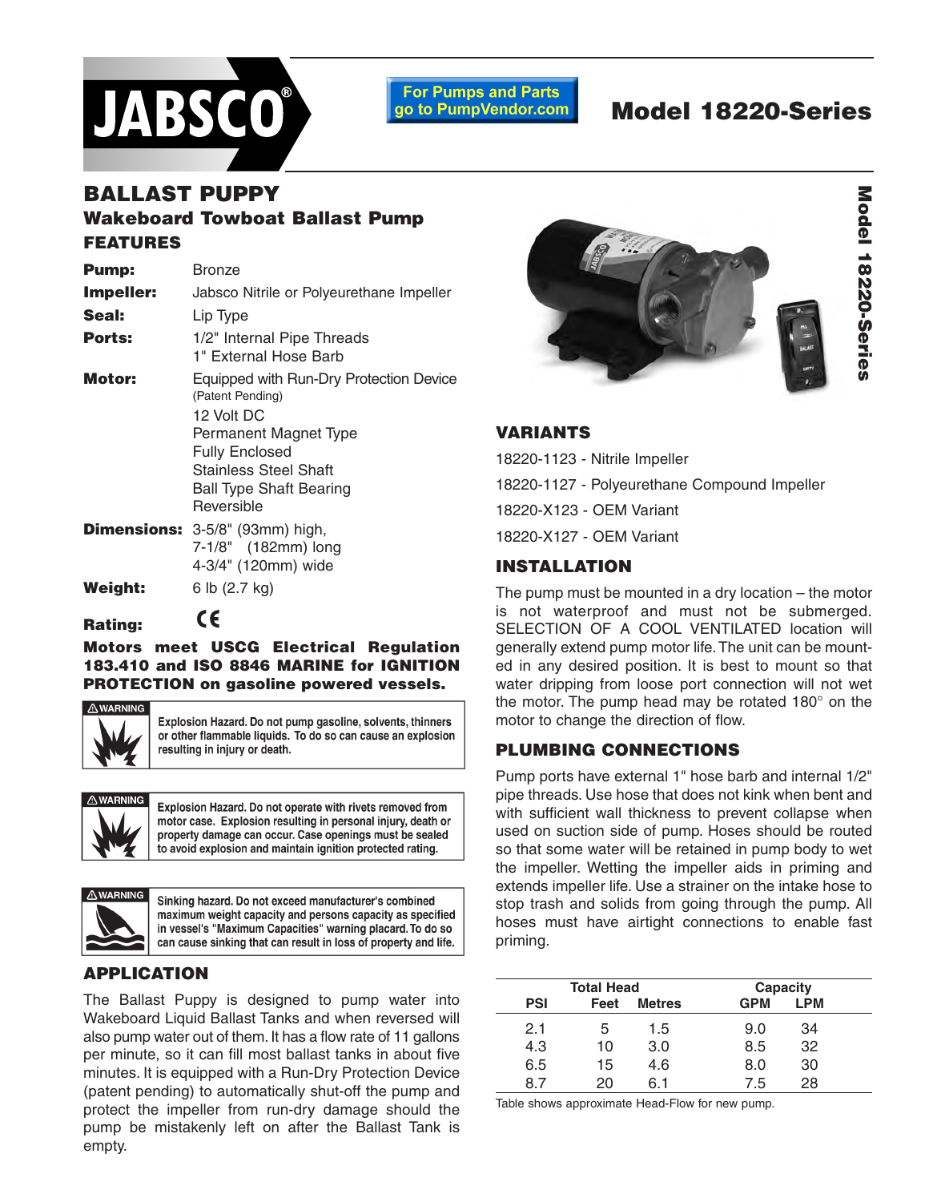JABSCO®

For Pumps and Parts go to PumpVendor.com

# Model 18220-Series

## BALLAST PUPPY

### Wakeboard Towboat Ballast Pump

### FEATURES

**Pump:** Bronze

**Impeller:** Jabsco Nitrile or Polyeurethane Impeller

**Seal:** Lip Type

**Ports:** 1/2" Internal Pipe Threads
1" External Hose Barb

**Motor:** Equipped with Run-Dry Protection Device (Patent Pending)
12 Volt DC
Permanent Magnet Type
Fully Enclosed
Stainless Steel Shaft
Ball Type Shaft Bearing
Reversible

**Dimensions:** 3-5/8" (93mm) high,
7-1/8" (182mm) long
4-3/4" (120mm) wide

**Weight:** 6 lb (2.7 kg)

**Rating:** CE

**Motors meet USCG Electrical Regulation 183.410 and ISO 8846 MARINE for IGNITION PROTECTION on gasoline powered vessels.**

⚠WARNING — Explosion Hazard. Do not pump gasoline, solvents, thinners or other flammable liquids. To do so can cause an explosion resulting in injury or death.

⚠WARNING — Explosion Hazard. Do not operate with rivets removed from motor case. Explosion resulting in personal injury, death or property damage can occur. Case openings must be sealed to avoid explosion and maintain ignition protected rating.

⚠WARNING — Sinking hazard. Do not exceed manufacturer's combined maximum weight capacity and persons capacity as specified in vessel's "Maximum Capacities" warning placard. To do so can cause sinking that can result in loss of property and life.

### APPLICATION

The Ballast Puppy is designed to pump water into Wakeboard Liquid Ballast Tanks and when reversed will also pump water out of them. It has a flow rate of 11 gallons per minute, so it can fill most ballast tanks in about five minutes. It is equipped with a Run-Dry Protection Device (patent pending) to automatically shut-off the pump and protect the impeller from run-dry damage should the pump be mistakenly left on after the Ballast Tank is empty.

### VARIANTS

18220-1123 - Nitrile Impeller

18220-1127 - Polyeurethane Compound Impeller

18220-X123 - OEM Variant

18220-X127 - OEM Variant

### INSTALLATION

The pump must be mounted in a dry location – the motor is not waterproof and must not be submerged. SELECTION OF A COOL VENTILATED location will generally extend pump motor life. The unit can be mounted in any desired position. It is best to mount so that water dripping from loose port connection will not wet the motor. The pump head may be rotated 180° on the motor to change the direction of flow.

### PLUMBING CONNECTIONS

Pump ports have external 1" hose barb and internal 1/2" pipe threads. Use hose that does not kink when bent and with sufficient wall thickness to prevent collapse when used on suction side of pump. Hoses should be routed so that some water will be retained in pump body to wet the impeller. Wetting the impeller aids in priming and extends impeller life. Use a strainer on the intake hose to stop trash and solids from going through the pump. All hoses must have airtight connections to enable fast priming.

| Total Head | | | Capacity | |
|---|---|---|---|---|
| PSI | Feet | Metres | GPM | LPM |
| 2.1 | 5 | 1.5 | 9.0 | 34 |
| 4.3 | 10 | 3.0 | 8.5 | 32 |
| 6.5 | 15 | 4.6 | 8.0 | 30 |
| 8.7 | 20 | 6.1 | 7.5 | 28 |

Table shows approximate Head-Flow for new pump.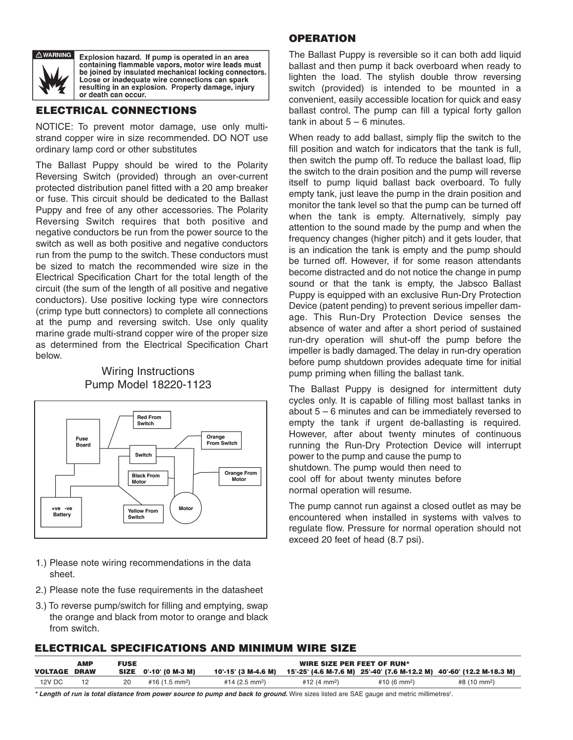⚠ WARNING

**Explosion hazard. If pump is operated in an area containing flammable vapors, motor wire leads must be joined by insulated mechanical locking connectors. Loose or inadequate wire connections can spark resulting in an explosion. Property damage, injury or death can occur.**

## ELECTRICAL CONNECTIONS

NOTICE: To prevent motor damage, use only multi-strand copper wire in size recommended. DO NOT use ordinary lamp cord or other substitutes

The Ballast Puppy should be wired to the Polarity Reversing Switch (provided) through an over-current protected distribution panel fitted with a 20 amp breaker or fuse. This circuit should be dedicated to the Ballast Puppy and free of any other accessories. The Polarity Reversing Switch requires that both positive and negative conductors be run from the power source to the switch as well as both positive and negative conductors run from the pump to the switch. These conductors must be sized to match the recommended wire size in the Electrical Specification Chart for the total length of the circuit (the sum of the length of all positive and negative conductors). Use positive locking type wire connectors (crimp type butt connectors) to complete all connections at the pump and reversing switch. Use only quality marine grade multi-strand copper wire of the proper size as determined from the Electrical Specification Chart below.

Wiring Instructions
Pump Model 18220-1123

Red From Switch
Fuse Board
Switch
Orange From Switch
Black From Motor
Orange From Motor
+ve -ve Battery
Yellow From Switch
Motor

1.) Please note wiring recommendations in the data sheet.

2.) Please note the fuse requirements in the datasheet

3.) To reverse pump/switch for filling and emptying, swap the orange and black from motor to orange and black from switch.

## OPERATION

The Ballast Puppy is reversible so it can both add liquid ballast and then pump it back overboard when ready to lighten the load. The stylish double throw reversing switch (provided) is intended to be mounted in a convenient, easily accessible location for quick and easy ballast control. The pump can fill a typical forty gallon tank in about 5 – 6 minutes.

When ready to add ballast, simply flip the switch to the fill position and watch for indicators that the tank is full, then switch the pump off. To reduce the ballast load, flip the switch to the drain position and the pump will reverse itself to pump liquid ballast back overboard. To fully empty tank, just leave the pump in the drain position and monitor the tank level so that the pump can be turned off when the tank is empty. Alternatively, simply pay attention to the sound made by the pump and when the frequency changes (higher pitch) and it gets louder, that is an indication the tank is empty and the pump should be turned off. However, if for some reason attendants become distracted and do not notice the change in pump sound or that the tank is empty, the Jabsco Ballast Puppy is equipped with an exclusive Run-Dry Protection Device (patent pending) to prevent serious impeller damage. This Run-Dry Protection Device senses the absence of water and after a short period of sustained run-dry operation will shut-off the pump before the impeller is badly damaged. The delay in run-dry operation before pump shutdown provides adequate time for initial pump priming when filling the ballast tank.

The Ballast Puppy is designed for intermittent duty cycles only. It is capable of filling most ballast tanks in about 5 – 6 minutes and can be immediately reversed to empty the tank if urgent de-ballasting is required. However, after about twenty minutes of continuous running the Run-Dry Protection Device will interrupt power to the pump and cause the pump to shutdown. The pump would then need to cool off for about twenty minutes before normal operation will resume.

The pump cannot run against a closed outlet as may be encountered when installed in systems with valves to regulate flow. Pressure for normal operation should not exceed 20 feet of head (8.7 psi).

## ELECTRICAL SPECIFICATIONS AND MINIMUM WIRE SIZE

| VOLTAGE | AMP DRAW | FUSE SIZE | WIRE SIZE PER FEET OF RUN* 0'-10' (0 M-3 M) | 10'-15' (3 M-4.6 M) | 15'-25' (4.6 M-7.6 M) | 25'-40' (7.6 M-12.2 M) | 40'-60' (12.2 M-18.3 M) |
|---|---|---|---|---|---|---|---|
| 12V DC | 12 | 20 | #16 (1.5 mm$^2$) | #14 (2.5 mm$^2$) | #12 (4 mm$^2$) | #10 (6 mm$^2$) | #8 (10 mm$^2$) |

***Length of run is total distance from power source to pump and back to ground.*** Wire sizes listed are SAE gauge and metric millimetres$^2$.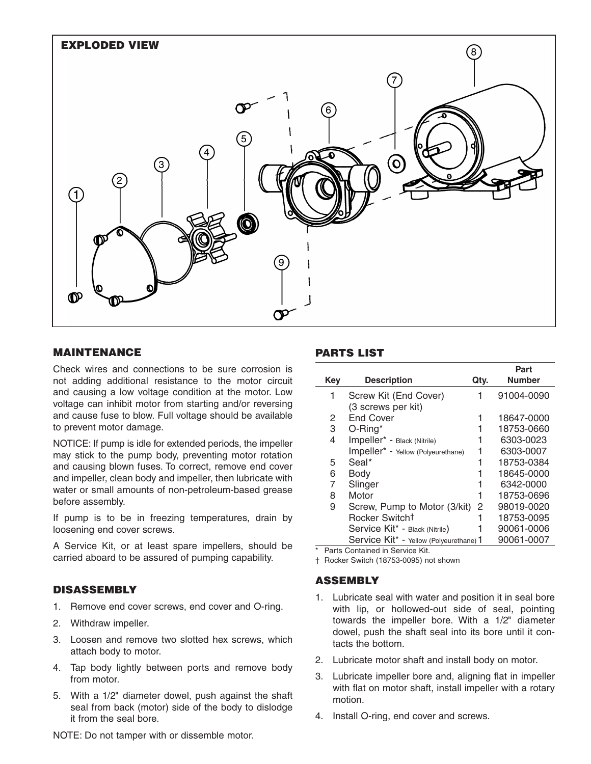## EXPLODED VIEW

## MAINTENANCE

Check wires and connections to be sure corrosion is not adding additional resistance to the motor circuit and causing a low voltage condition at the motor. Low voltage can inhibit motor from starting and/or reversing and cause fuse to blow. Full voltage should be available to prevent motor damage.

NOTICE: If pump is idle for extended periods, the impeller may stick to the pump body, preventing motor rotation and causing blown fuses. To correct, remove end cover and impeller, clean body and impeller, then lubricate with water or small amounts of non-petroleum-based grease before assembly.

If pump is to be in freezing temperatures, drain by loosening end cover screws.

A Service Kit, or at least spare impellers, should be carried aboard to be assured of pumping capability.

## DISASSEMBLY

1. Remove end cover screws, end cover and O-ring.
2. Withdraw impeller.
3. Loosen and remove two slotted hex screws, which attach body to motor.
4. Tap body lightly between ports and remove body from motor.
5. With a 1/2" diameter dowel, push against the shaft seal from back (motor) side of the body to dislodge it from the seal bore.

NOTE: Do not tamper with or dissemble motor.

## PARTS LIST

| Key | Description | Qty. | Part Number |
|---|---|---|---|
| 1 | Screw Kit (End Cover) (3 screws per kit) | 1 | 91004-0090 |
| 2 | End Cover | 1 | 18647-0000 |
| 3 | O-Ring* | 1 | 18753-0660 |
| 4 | Impeller* - Black (Nitrile) | 1 | 6303-0023 |
| | Impeller* - Yellow (Polyeurethane) | 1 | 6303-0007 |
| 5 | Seal* | 1 | 18753-0384 |
| 6 | Body | 1 | 18645-0000 |
| 7 | Slinger | 1 | 6342-0000 |
| 8 | Motor | 1 | 18753-0696 |
| 9 | Screw, Pump to Motor (3/kit) | 2 | 98019-0020 |
| | Rocker Switch† | 1 | 18753-0095 |
| | Service Kit* - Black (Nitrile) | 1 | 90061-0006 |
| | Service Kit* - Yellow (Polyeurethane) | 1 | 90061-0007 |

\* Parts Contained in Service Kit.

† Rocker Switch (18753-0095) not shown

## ASSEMBLY

1. Lubricate seal with water and position it in seal bore with lip, or hollowed-out side of seal, pointing towards the impeller bore. With a 1/2" diameter dowel, push the shaft seal into its bore until it contacts the bottom.
2. Lubricate motor shaft and install body on motor.
3. Lubricate impeller bore and, aligning flat in impeller with flat on motor shaft, install impeller with a rotary motion.
4. Install O-ring, end cover and screws.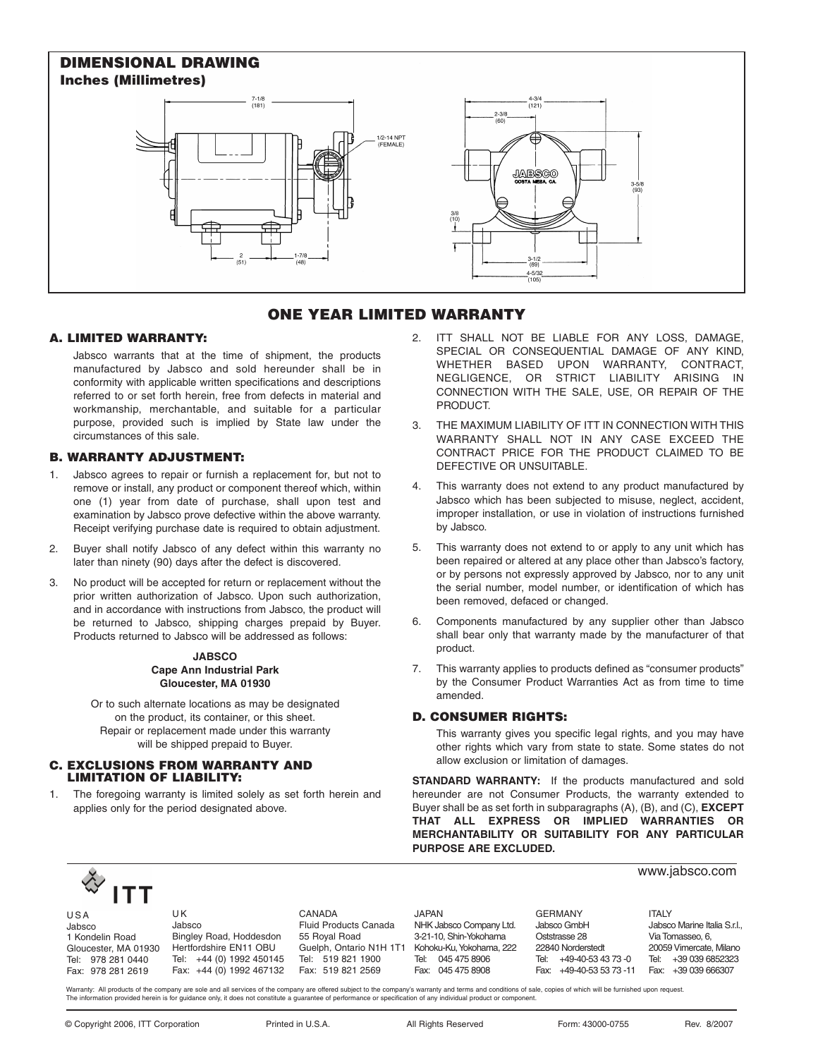## DIMENSIONAL DRAWING
**Inches (Millimetres)**

7-1/8 (181)
1/2-14 NPT (FEMALE)
2 (51)
1-7/8 (48)
4-3/4 (121)
2-3/8 (60)
JABSCO COSTA MESA, CA.
3-5/8 (93)
3/8 (10)
3-1/2 (89)
4-5/32 (105)

## ONE YEAR LIMITED WARRANTY

### A. LIMITED WARRANTY:

Jabsco warrants that at the time of shipment, the products manufactured by Jabsco and sold hereunder shall be in conformity with applicable written specifications and descriptions referred to or set forth herein, free from defects in material and workmanship, merchantable, and suitable for a particular purpose, provided such is implied by State law under the circumstances of this sale.

### B. WARRANTY ADJUSTMENT:

1. Jabsco agrees to repair or furnish a replacement for, but not to remove or install, any product or component thereof which, within one (1) year from date of purchase, shall upon test and examination by Jabsco prove defective within the above warranty. Receipt verifying purchase date is required to obtain adjustment.
2. Buyer shall notify Jabsco of any defect within this warranty no later than ninety (90) days after the defect is discovered.
3. No product will be accepted for return or replacement without the prior written authorization of Jabsco. Upon such authorization, and in accordance with instructions from Jabsco, the product will be returned to Jabsco, shipping charges prepaid by Buyer. Products returned to Jabsco will be addressed as follows:

**JABSCO**
**Cape Ann Industrial Park**
**Gloucester, MA 01930**

Or to such alternate locations as may be designated on the product, its container, or this sheet. Repair or replacement made under this warranty will be shipped prepaid to Buyer.

### C. EXCLUSIONS FROM WARRANTY AND LIMITATION OF LIABILITY:

1. The foregoing warranty is limited solely as set forth herein and applies only for the period designated above.
2. ITT SHALL NOT BE LIABLE FOR ANY LOSS, DAMAGE, SPECIAL OR CONSEQUENTIAL DAMAGE OF ANY KIND, WHETHER BASED UPON WARRANTY, CONTRACT, NEGLIGENCE, OR STRICT LIABILITY ARISING IN CONNECTION WITH THE SALE, USE, OR REPAIR OF THE PRODUCT.
3. THE MAXIMUM LIABILITY OF ITT IN CONNECTION WITH THIS WARRANTY SHALL NOT IN ANY CASE EXCEED THE CONTRACT PRICE FOR THE PRODUCT CLAIMED TO BE DEFECTIVE OR UNSUITABLE.
4. This warranty does not extend to any product manufactured by Jabsco which has been subjected to misuse, neglect, accident, improper installation, or use in violation of instructions furnished by Jabsco.
5. This warranty does not extend to or apply to any unit which has been repaired or altered at any place other than Jabsco's factory, or by persons not expressly approved by Jabsco, nor to any unit the serial number, model number, or identification of which has been removed, defaced or changed.
6. Components manufactured by any supplier other than Jabsco shall bear only that warranty made by the manufacturer of that product.
7. This warranty applies to products defined as "consumer products" by the Consumer Product Warranties Act as from time to time amended.

### D. CONSUMER RIGHTS:

This warranty gives you specific legal rights, and you may have other rights which vary from state to state. Some states do not allow exclusion or limitation of damages.

**STANDARD WARRANTY:** If the products manufactured and sold hereunder are not Consumer Products, the warranty extended to Buyer shall be as set forth in subparagraphs (A), (B), and (C), **EXCEPT THAT ALL EXPRESS OR IMPLIED WARRANTIES OR MERCHANTABILITY OR SUITABILITY FOR ANY PARTICULAR PURPOSE ARE EXCLUDED.**

ITT

www.jabsco.com

| USA | UK | CANADA | JAPAN | GERMANY | ITALY |
|---|---|---|---|---|---|
| Jabsco | Jabsco | Fluid Products Canada | NHK Jabsco Company Ltd. | Jabsco GmbH | Jabsco Marine Italia S.r.l., |
| 1 Kondelin Road | Bingley Road, Hoddesdon | 55 Royal Road | 3-21-10, Shin-Yokohama | Oststrasse 28 | Via Tomasseo, 6, |
| Gloucester, MA 01930 | Hertfordshire EN11 OBU | Guelph, Ontario N1H 1T1 | Kohoku-Ku, Yokohama, 222 | 22840 Norderstedt | 20059 Vimercate, Milano |
| Tel: 978 281 0440 | Tel: +44 (0) 1992 450145 | Tel: 519 821 1900 | Tel: 045 475 8906 | Tel: +49-40-53 43 73 -0 | Tel: +39 039 6852323 |
| Fax: 978 281 2619 | Fax: +44 (0) 1992 467132 | Fax: 519 821 2569 | Fax: 045 475 8908 | Fax: +49-40-53 53 73 -11 | Fax: +39 039 666307 |

Warranty: All products of the company are sole and all services of the company are offered subject to the company's warranty and terms and conditions of sale, copies of which will be furnished upon request. The information provided herein is for guidance only, it does not constitute a guarantee of performance or specification of any individual product or component.

© Copyright 2006, ITT Corporation    Printed in U.S.A.    All Rights Reserved    Form: 43000-0755    Rev. 8/2007